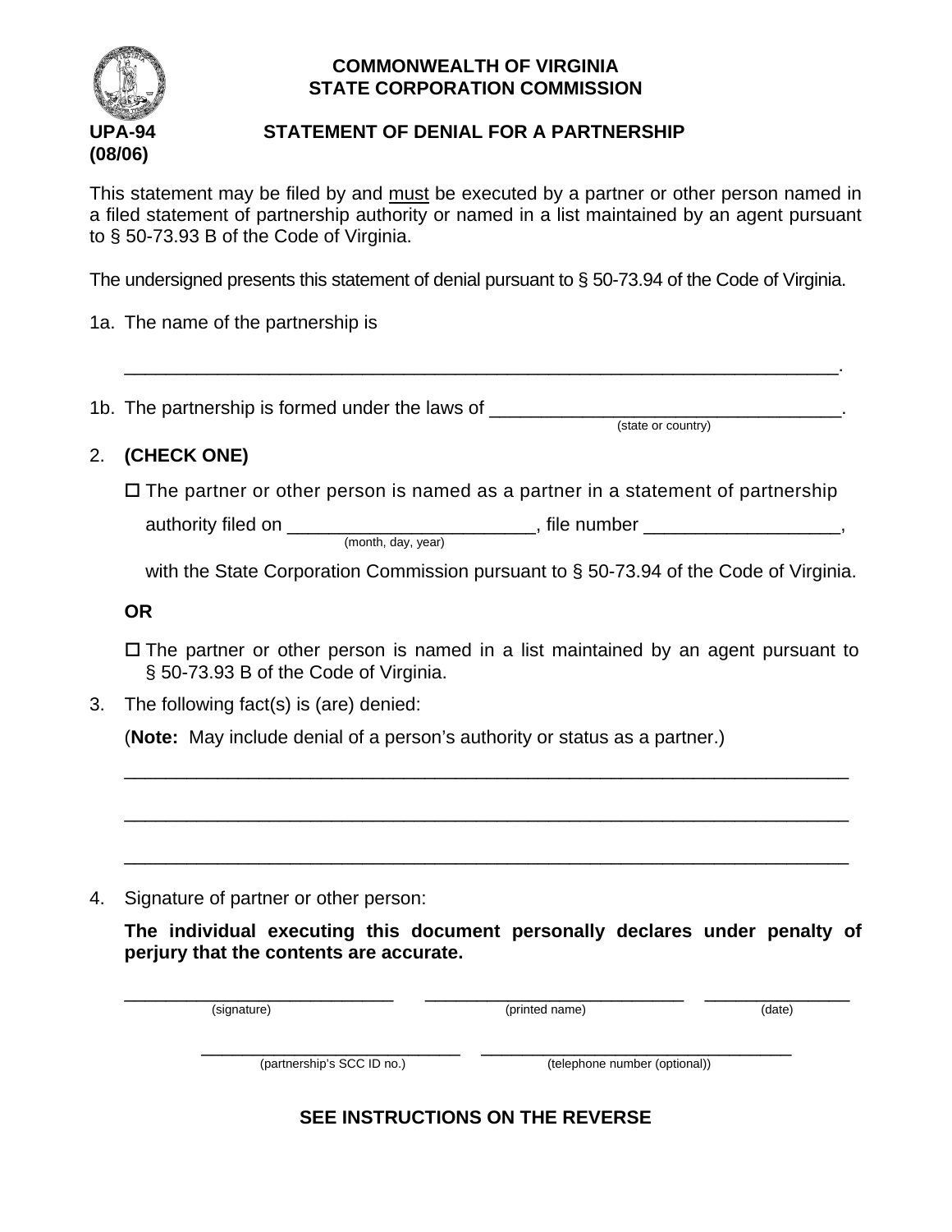**COMMONWEALTH OF VIRGINIA**
**STATE CORPORATION COMMISSION**

**UPA-94**
**(08/06)**

# STATEMENT OF DENIAL FOR A PARTNERSHIP

This statement may be filed by and must be executed by a partner or other person named in a filed statement of partnership authority or named in a list maintained by an agent pursuant to § 50-73.93 B of the Code of Virginia.

The undersigned presents this statement of denial pursuant to § 50-73.94 of the Code of Virginia.

1a. The name of the partnership is

______________________________________________________________________.

1b. The partnership is formed under the laws of __________________________________.
(state or country)

2. **(CHECK ONE)**

☐ The partner or other person is named as a partner in a statement of partnership authority filed on ________________________, file number ___________________,
(month, day, year)
with the State Corporation Commission pursuant to § 50-73.94 of the Code of Virginia.

**OR**

☐ The partner or other person is named in a list maintained by an agent pursuant to § 50-73.93 B of the Code of Virginia.

3. The following fact(s) is (are) denied:

(**Note:** May include denial of a person's authority or status as a partner.)

______________________________________________________________________

______________________________________________________________________

______________________________________________________________________

4. Signature of partner or other person:

**The individual executing this document personally declares under penalty of perjury that the contents are accurate.**

____________________________ ____________________________ ______________
(signature) (printed name) (date)

____________________________ ____________________________
(partnership's SCC ID no.) (telephone number (optional))

**SEE INSTRUCTIONS ON THE REVERSE**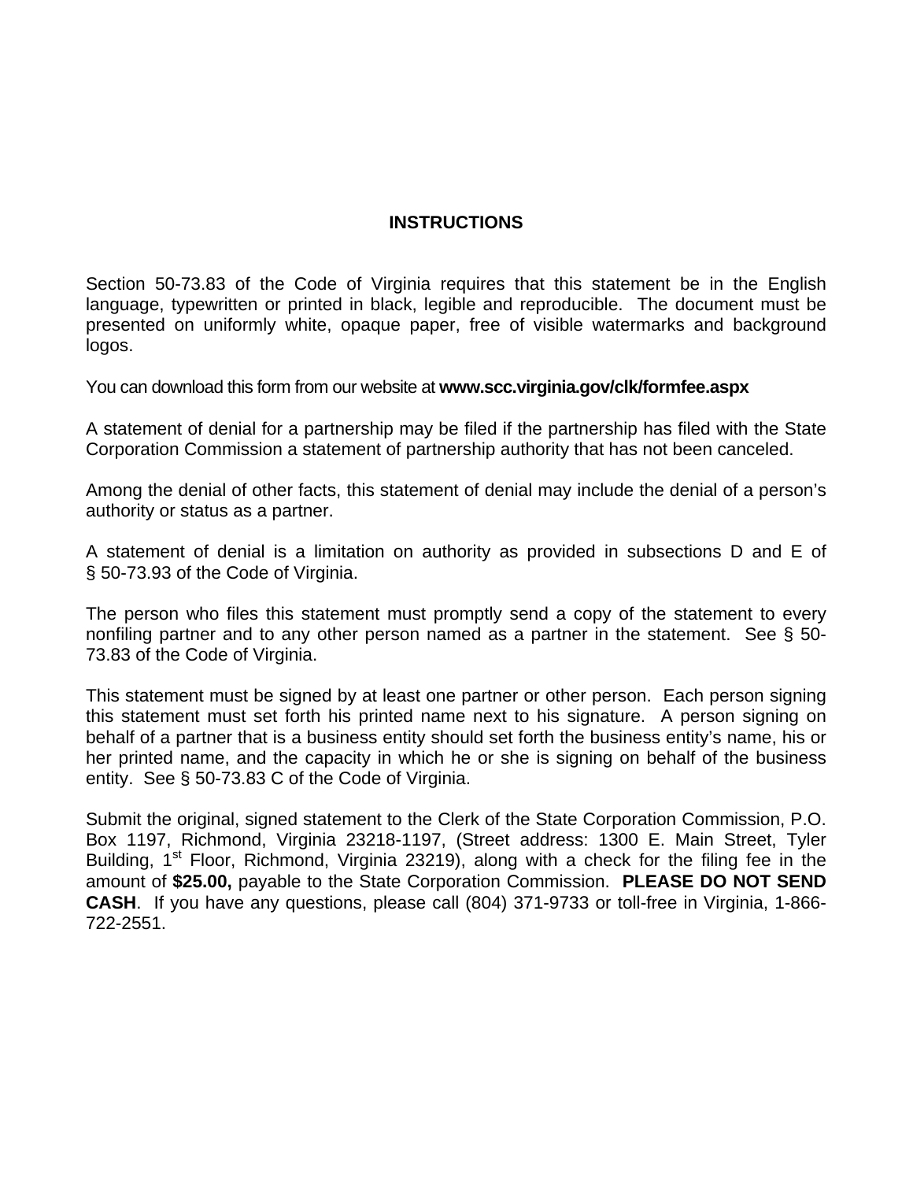## INSTRUCTIONS

Section 50-73.83 of the Code of Virginia requires that this statement be in the English language, typewritten or printed in black, legible and reproducible. The document must be presented on uniformly white, opaque paper, free of visible watermarks and background logos.

You can download this form from our website at **www.scc.virginia.gov/clk/formfee.aspx**

A statement of denial for a partnership may be filed if the partnership has filed with the State Corporation Commission a statement of partnership authority that has not been canceled.

Among the denial of other facts, this statement of denial may include the denial of a person's authority or status as a partner.

A statement of denial is a limitation on authority as provided in subsections D and E of § 50-73.93 of the Code of Virginia.

The person who files this statement must promptly send a copy of the statement to every nonfiling partner and to any other person named as a partner in the statement. See § 50-73.83 of the Code of Virginia.

This statement must be signed by at least one partner or other person. Each person signing this statement must set forth his printed name next to his signature. A person signing on behalf of a partner that is a business entity should set forth the business entity's name, his or her printed name, and the capacity in which he or she is signing on behalf of the business entity. See § 50-73.83 C of the Code of Virginia.

Submit the original, signed statement to the Clerk of the State Corporation Commission, P.O. Box 1197, Richmond, Virginia 23218-1197, (Street address: 1300 E. Main Street, Tyler Building, 1st Floor, Richmond, Virginia 23219), along with a check for the filing fee in the amount of **$25.00,** payable to the State Corporation Commission. **PLEASE DO NOT SEND CASH**. If you have any questions, please call (804) 371-9733 or toll-free in Virginia, 1-866-722-2551.